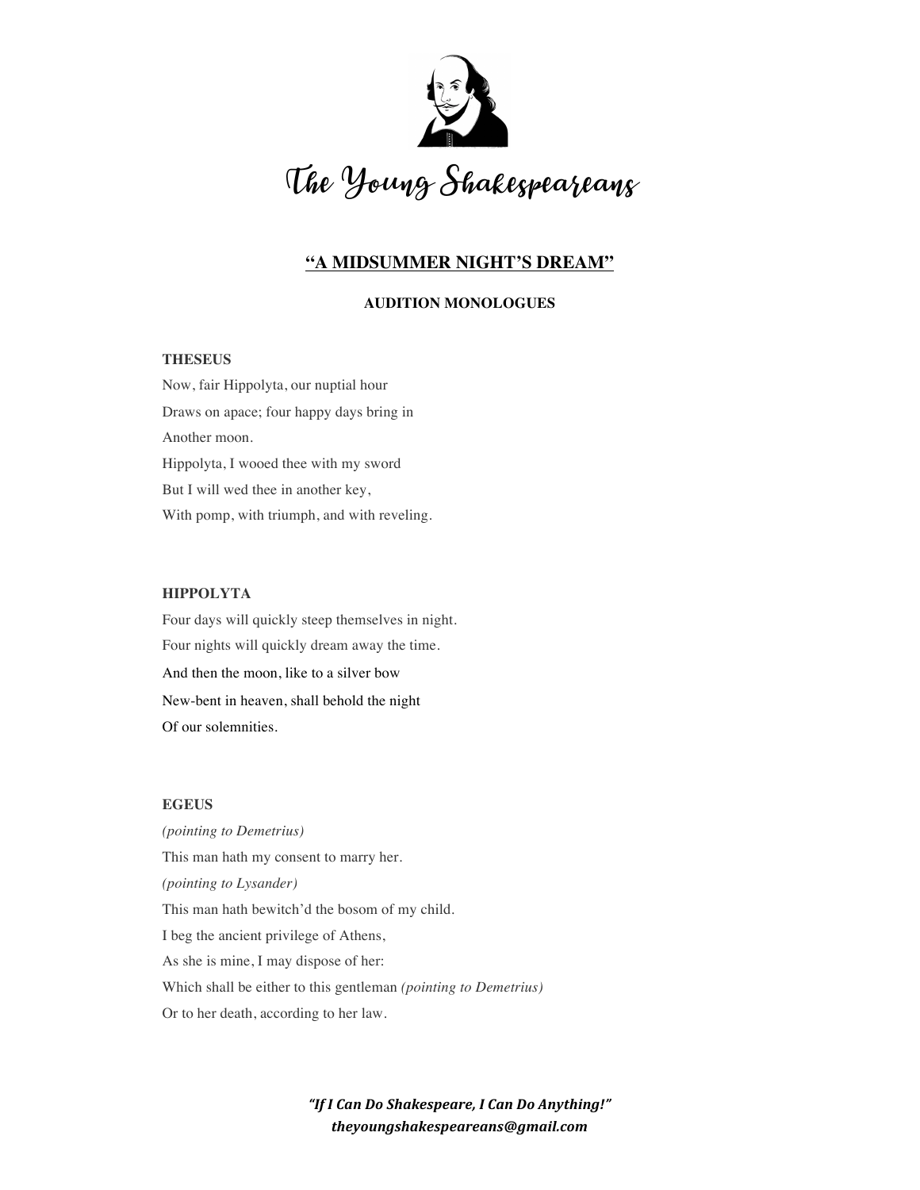# The Young Shakespeareans

## "A MIDSUMMER NIGHT'S DREAM"

### AUDITION MONOLOGUES

**THESEUS**

Now, fair Hippolyta, our nuptial hour

Draws on apace; four happy days bring in

Another moon.

Hippolyta, I wooed thee with my sword

But I will wed thee in another key,

With pomp, with triumph, and with reveling.

**HIPPOLYTA**

Four days will quickly steep themselves in night.

Four nights will quickly dream away the time.

And then the moon, like to a silver bow

New-bent in heaven, shall behold the night

Of our solemnities.

**EGEUS**

*(pointing to Demetrius)*

This man hath my consent to marry her.

*(pointing to Lysander)*

This man hath bewitch'd the bosom of my child.

I beg the ancient privilege of Athens,

As she is mine, I may dispose of her:

Which shall be either to this gentleman *(pointing to Demetrius)*

Or to her death, according to her law.

***"If I Can Do Shakespeare, I Can Do Anything!"***
***theyoungshakespeareans@gmail.com***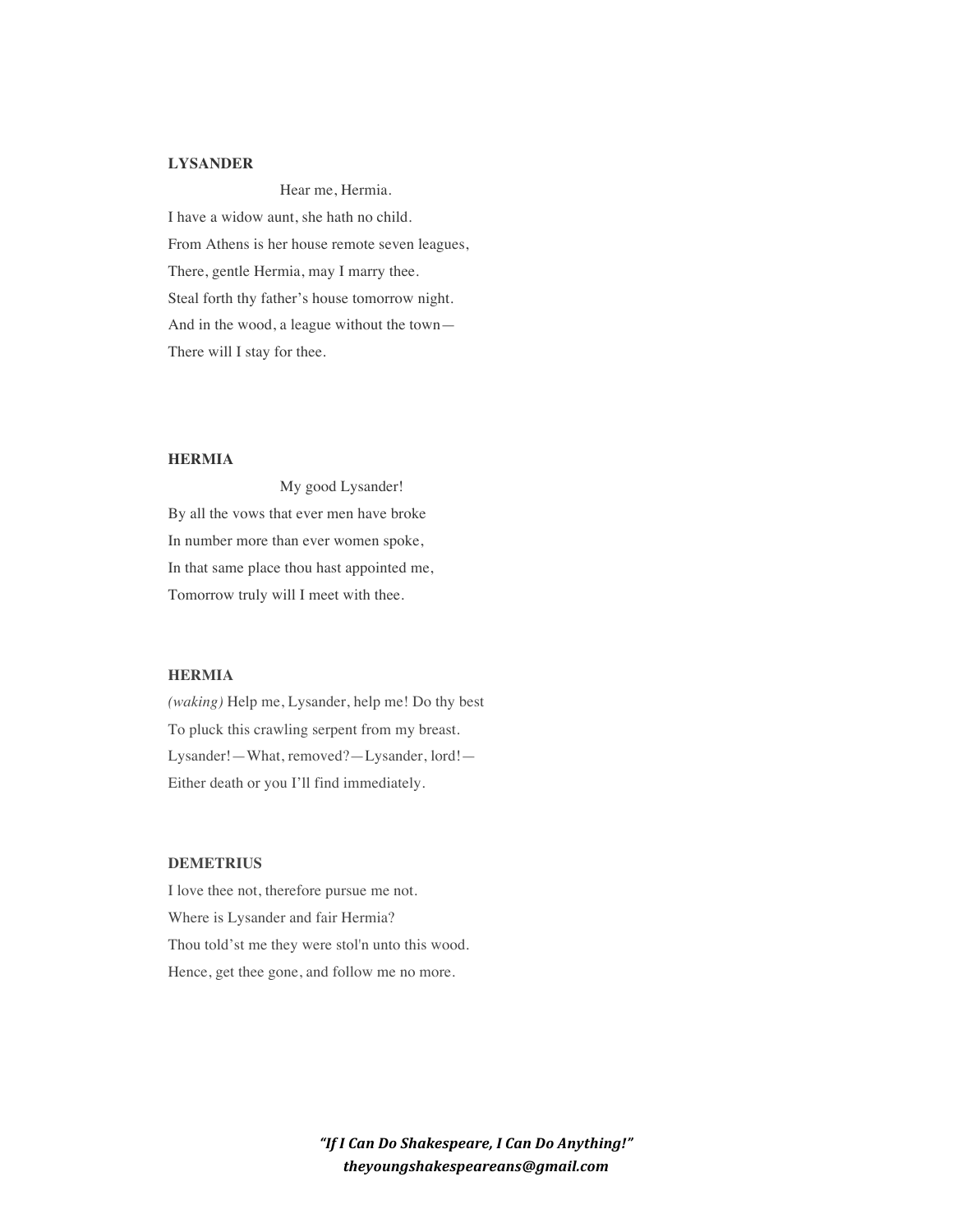**LYSANDER**

Hear me, Hermia.
I have a widow aunt, she hath no child.
From Athens is her house remote seven leagues,
There, gentle Hermia, may I marry thee.
Steal forth thy father's house tomorrow night.
And in the wood, a league without the town—
There will I stay for thee.

**HERMIA**

My good Lysander!
By all the vows that ever men have broke
In number more than ever women spoke,
In that same place thou hast appointed me,
Tomorrow truly will I meet with thee.

**HERMIA**

*(waking)* Help me, Lysander, help me! Do thy best
To pluck this crawling serpent from my breast.
Lysander!—What, removed?—Lysander, lord!—
Either death or you I'll find immediately.

**DEMETRIUS**

I love thee not, therefore pursue me not.
Where is Lysander and fair Hermia?
Thou told'st me they were stol'n unto this wood.
Hence, get thee gone, and follow me no more.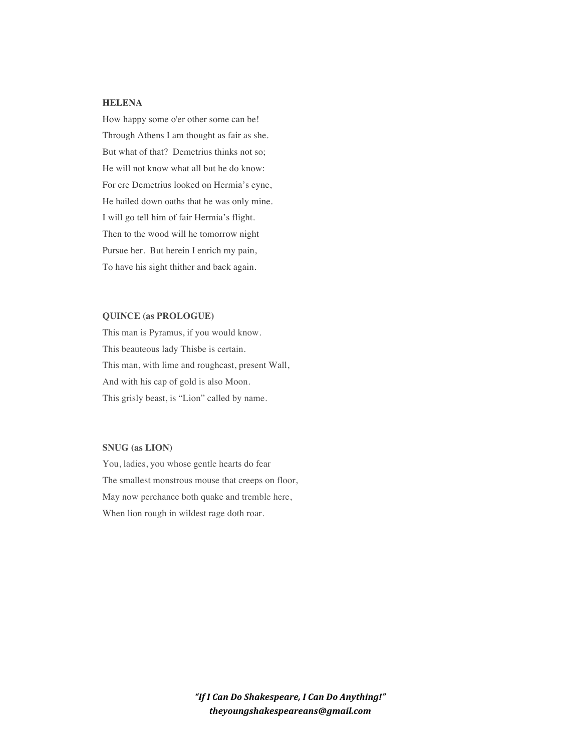**HELENA**

How happy some o'er other some can be!
Through Athens I am thought as fair as she.
But what of that? Demetrius thinks not so;
He will not know what all but he do know:
For ere Demetrius looked on Hermia's eyne,
He hailed down oaths that he was only mine.
I will go tell him of fair Hermia's flight.
Then to the wood will he tomorrow night
Pursue her. But herein I enrich my pain,
To have his sight thither and back again.

**QUINCE (as PROLOGUE)**

This man is Pyramus, if you would know.
This beauteous lady Thisbe is certain.
This man, with lime and roughcast, present Wall,
And with his cap of gold is also Moon.
This grisly beast, is "Lion" called by name.

**SNUG (as LION)**

You, ladies, you whose gentle hearts do fear
The smallest monstrous mouse that creeps on floor,
May now perchance both quake and tremble here,
When lion rough in wildest rage doth roar.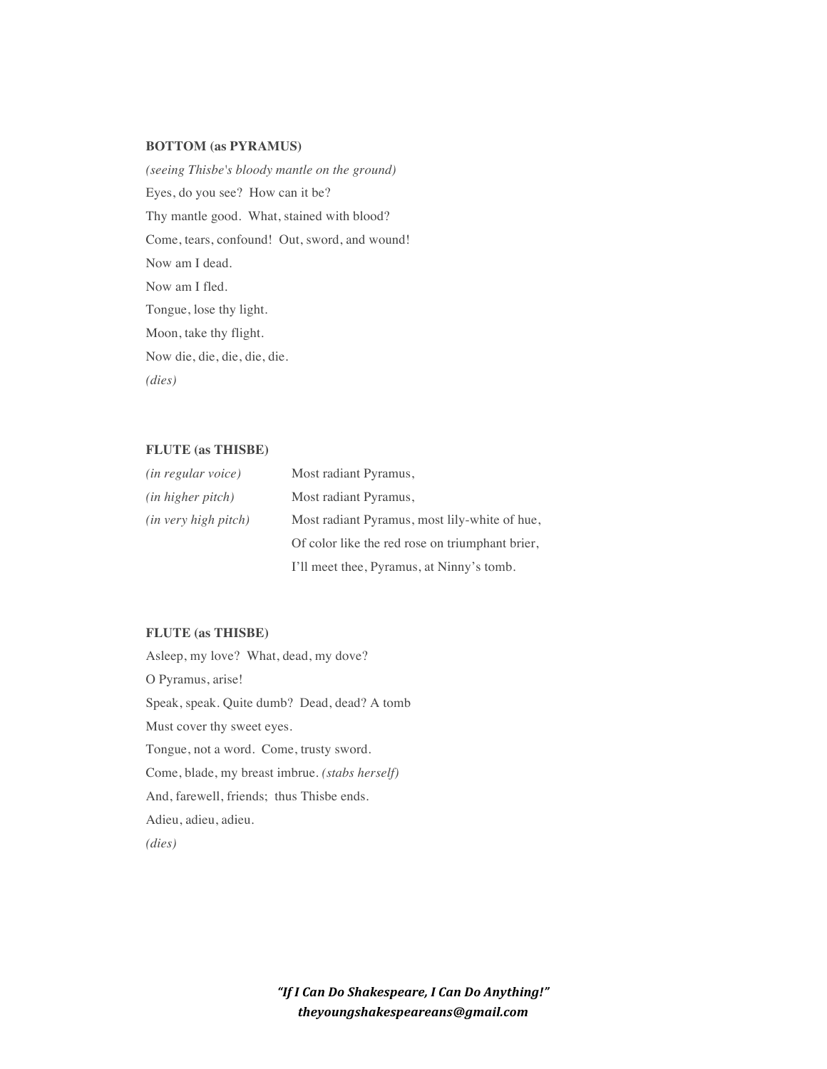**BOTTOM (as PYRAMUS)**

*(seeing Thisbe's bloody mantle on the ground)*

Eyes, do you see? How can it be?

Thy mantle good. What, stained with blood?

Come, tears, confound! Out, sword, and wound!

Now am I dead.

Now am I fled.

Tongue, lose thy light.

Moon, take thy flight.

Now die, die, die, die, die.

*(dies)*

**FLUTE (as THISBE)**

| | |
|---|---|
| *(in regular voice)* | Most radiant Pyramus, |
| *(in higher pitch)* | Most radiant Pyramus, |
| *(in very high pitch)* | Most radiant Pyramus, most lily-white of hue, |
| | Of color like the red rose on triumphant brier, |
| | I'll meet thee, Pyramus, at Ninny's tomb. |

**FLUTE (as THISBE)**

Asleep, my love? What, dead, my dove?

O Pyramus, arise!

Speak, speak. Quite dumb? Dead, dead? A tomb

Must cover thy sweet eyes.

Tongue, not a word. Come, trusty sword.

Come, blade, my breast imbrue. *(stabs herself)*

And, farewell, friends; thus Thisbe ends.

Adieu, adieu, adieu.

*(dies)*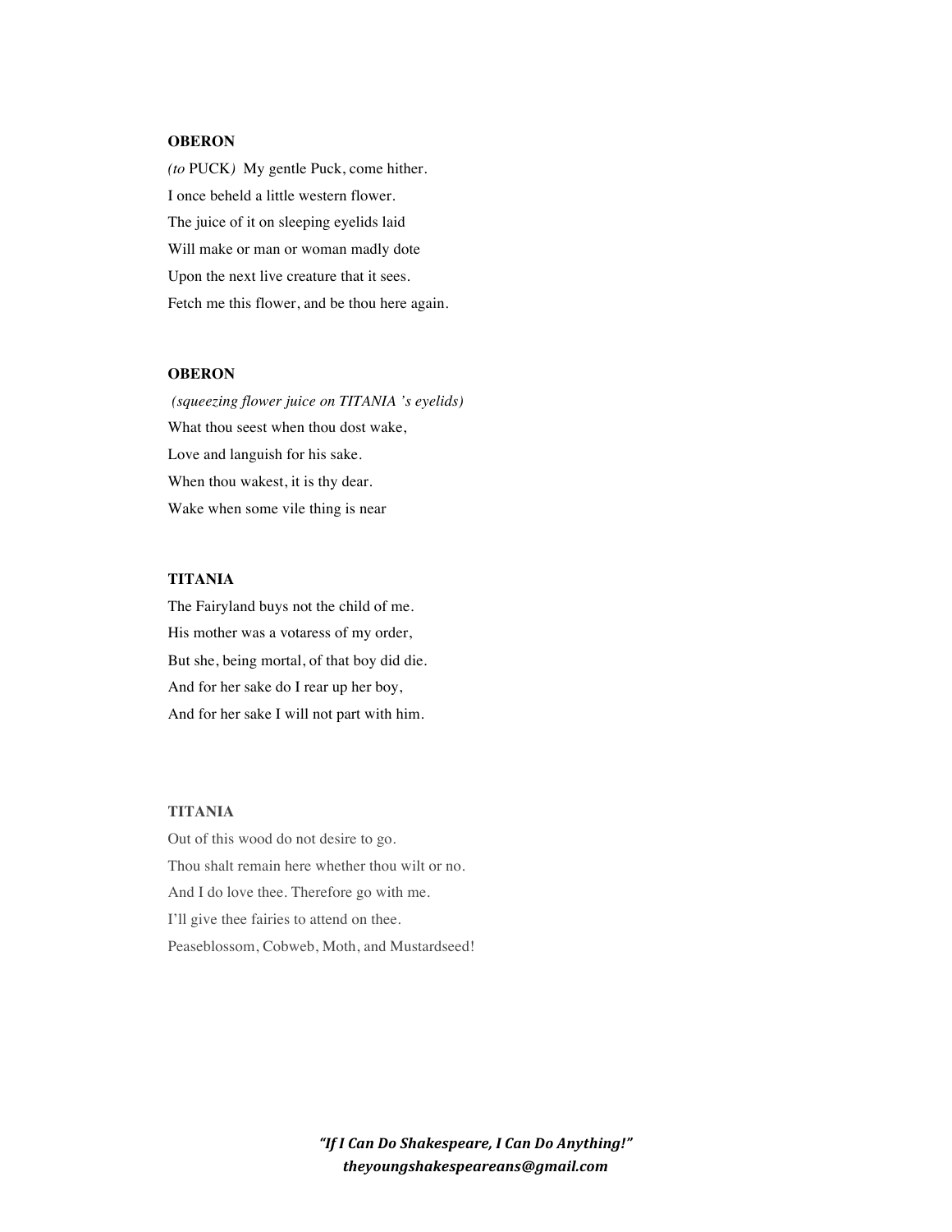**OBERON**

*(to* PUCK*)* My gentle Puck, come hither.
I once beheld a little western flower.
The juice of it on sleeping eyelids laid
Will make or man or woman madly dote
Upon the next live creature that it sees.
Fetch me this flower, and be thou here again.

**OBERON**

*(squeezing flower juice on TITANIA 's eyelids)*
What thou seest when thou dost wake,
Love and languish for his sake.
When thou wakest, it is thy dear.
Wake when some vile thing is near

**TITANIA**

The Fairyland buys not the child of me.
His mother was a votaress of my order,
But she, being mortal, of that boy did die.
And for her sake do I rear up her boy,
And for her sake I will not part with him.

**TITANIA**

Out of this wood do not desire to go.
Thou shalt remain here whether thou wilt or no.
And I do love thee. Therefore go with me.
I'll give thee fairies to attend on thee.
Peaseblossom, Cobweb, Moth, and Mustardseed!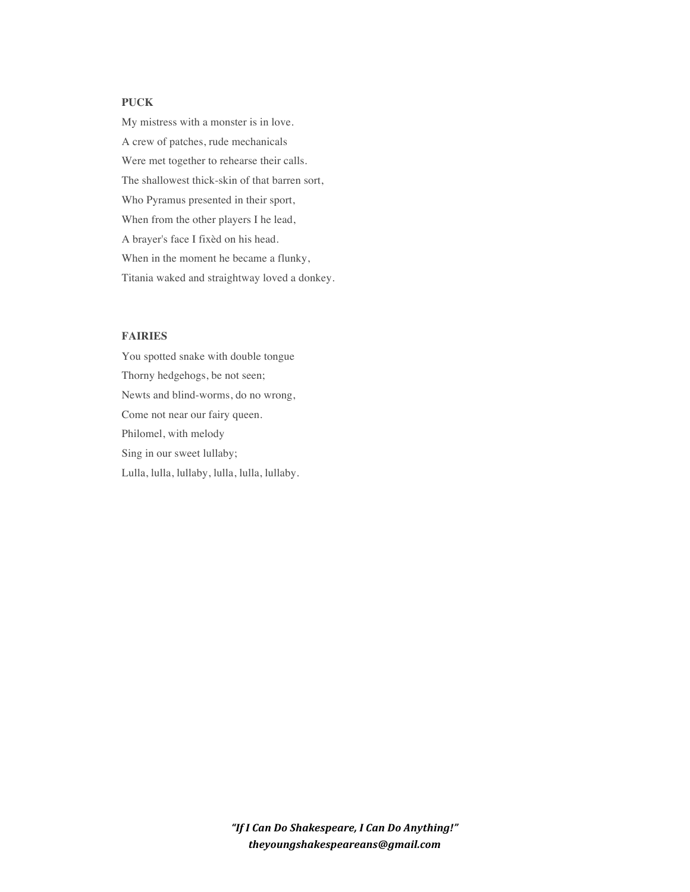**PUCK**

My mistress with a monster is in love.
A crew of patches, rude mechanicals
Were met together to rehearse their calls.
The shallowest thick-skin of that barren sort,
Who Pyramus presented in their sport,
When from the other players I he lead,
A brayer's face I fixèd on his head.
When in the moment he became a flunky,
Titania waked and straightway loved a donkey.

**FAIRIES**

You spotted snake with double tongue
Thorny hedgehogs, be not seen;
Newts and blind-worms, do no wrong,
Come not near our fairy queen.
Philomel, with melody
Sing in our sweet lullaby;
Lulla, lulla, lullaby, lulla, lulla, lullaby.